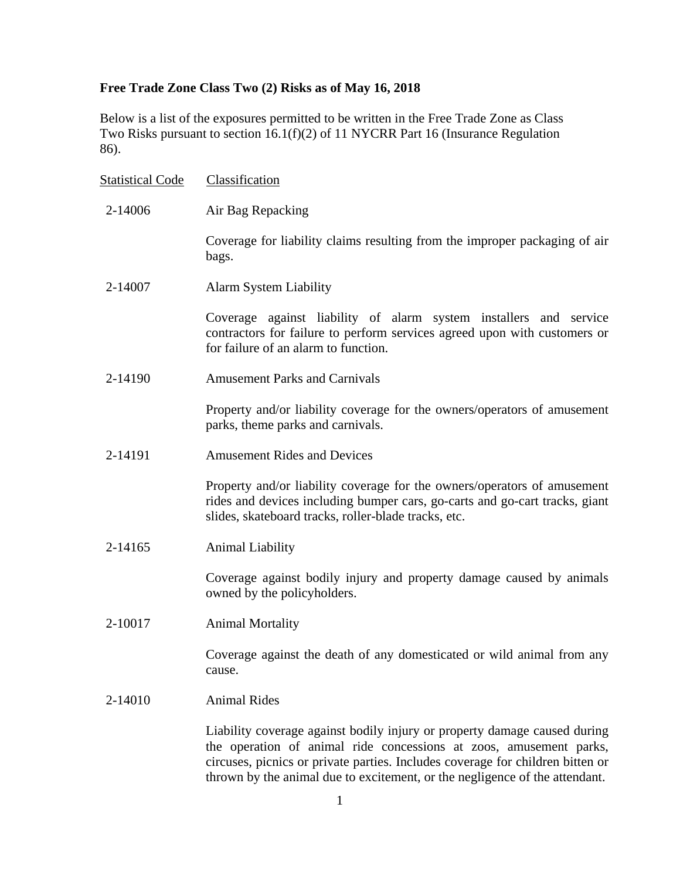**Free Trade Zone Class Two (2) Risks as of May 16, 2018**

Below is a list of the exposures permitted to be written in the Free Trade Zone as Class Two Risks pursuant to section 16.1(f)(2) of 11 NYCRR Part 16 (Insurance Regulation 86).

| Statistical Code | Classification |
| --- | --- |
| 2-14006 | Air Bag Repacking |
| | Coverage for liability claims resulting from the improper packaging of air bags. |
| 2-14007 | Alarm System Liability |
| | Coverage against liability of alarm system installers and service contractors for failure to perform services agreed upon with customers or for failure of an alarm to function. |
| 2-14190 | Amusement Parks and Carnivals |
| | Property and/or liability coverage for the owners/operators of amusement parks, theme parks and carnivals. |
| 2-14191 | Amusement Rides and Devices |
| | Property and/or liability coverage for the owners/operators of amusement rides and devices including bumper cars, go-carts and go-cart tracks, giant slides, skateboard tracks, roller-blade tracks, etc. |
| 2-14165 | Animal Liability |
| | Coverage against bodily injury and property damage caused by animals owned by the policyholders. |
| 2-10017 | Animal Mortality |
| | Coverage against the death of any domesticated or wild animal from any cause. |
| 2-14010 | Animal Rides |
| | Liability coverage against bodily injury or property damage caused during the operation of animal ride concessions at zoos, amusement parks, circuses, picnics or private parties. Includes coverage for children bitten or thrown by the animal due to excitement, or the negligence of the attendant. |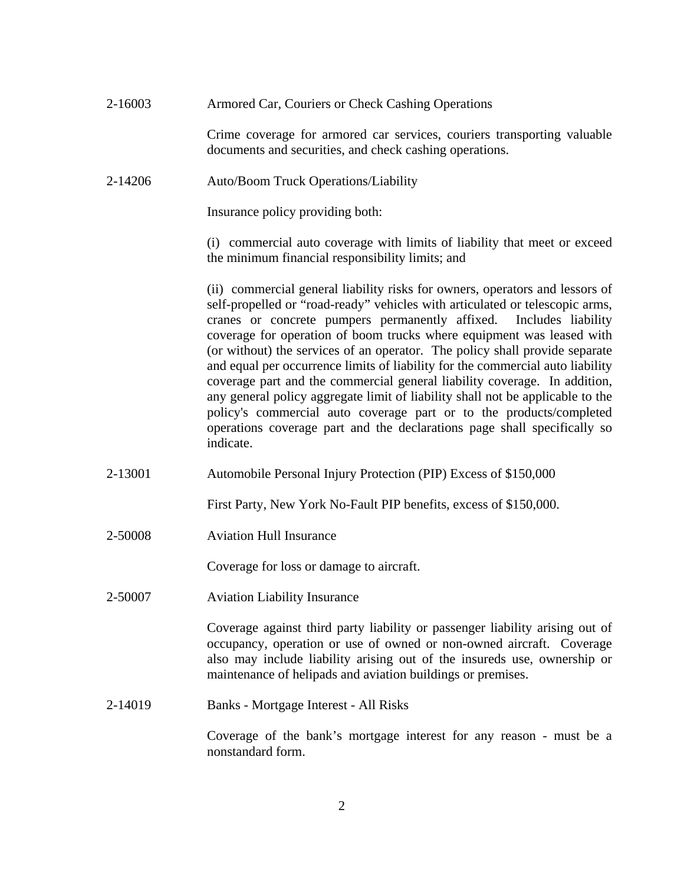2-16003 Armored Car, Couriers or Check Cashing Operations

Crime coverage for armored car services, couriers transporting valuable documents and securities, and check cashing operations.

2-14206 Auto/Boom Truck Operations/Liability

Insurance policy providing both:

(i) commercial auto coverage with limits of liability that meet or exceed the minimum financial responsibility limits; and

(ii) commercial general liability risks for owners, operators and lessors of self-propelled or "road-ready" vehicles with articulated or telescopic arms, cranes or concrete pumpers permanently affixed. Includes liability coverage for operation of boom trucks where equipment was leased with (or without) the services of an operator. The policy shall provide separate and equal per occurrence limits of liability for the commercial auto liability coverage part and the commercial general liability coverage. In addition, any general policy aggregate limit of liability shall not be applicable to the policy's commercial auto coverage part or to the products/completed operations coverage part and the declarations page shall specifically so indicate.

2-13001 Automobile Personal Injury Protection (PIP) Excess of $150,000

First Party, New York No-Fault PIP benefits, excess of $150,000.

2-50008 Aviation Hull Insurance

Coverage for loss or damage to aircraft.

2-50007 Aviation Liability Insurance

Coverage against third party liability or passenger liability arising out of occupancy, operation or use of owned or non-owned aircraft. Coverage also may include liability arising out of the insureds use, ownership or maintenance of helipads and aviation buildings or premises.

2-14019 Banks - Mortgage Interest - All Risks

Coverage of the bank's mortgage interest for any reason - must be a nonstandard form.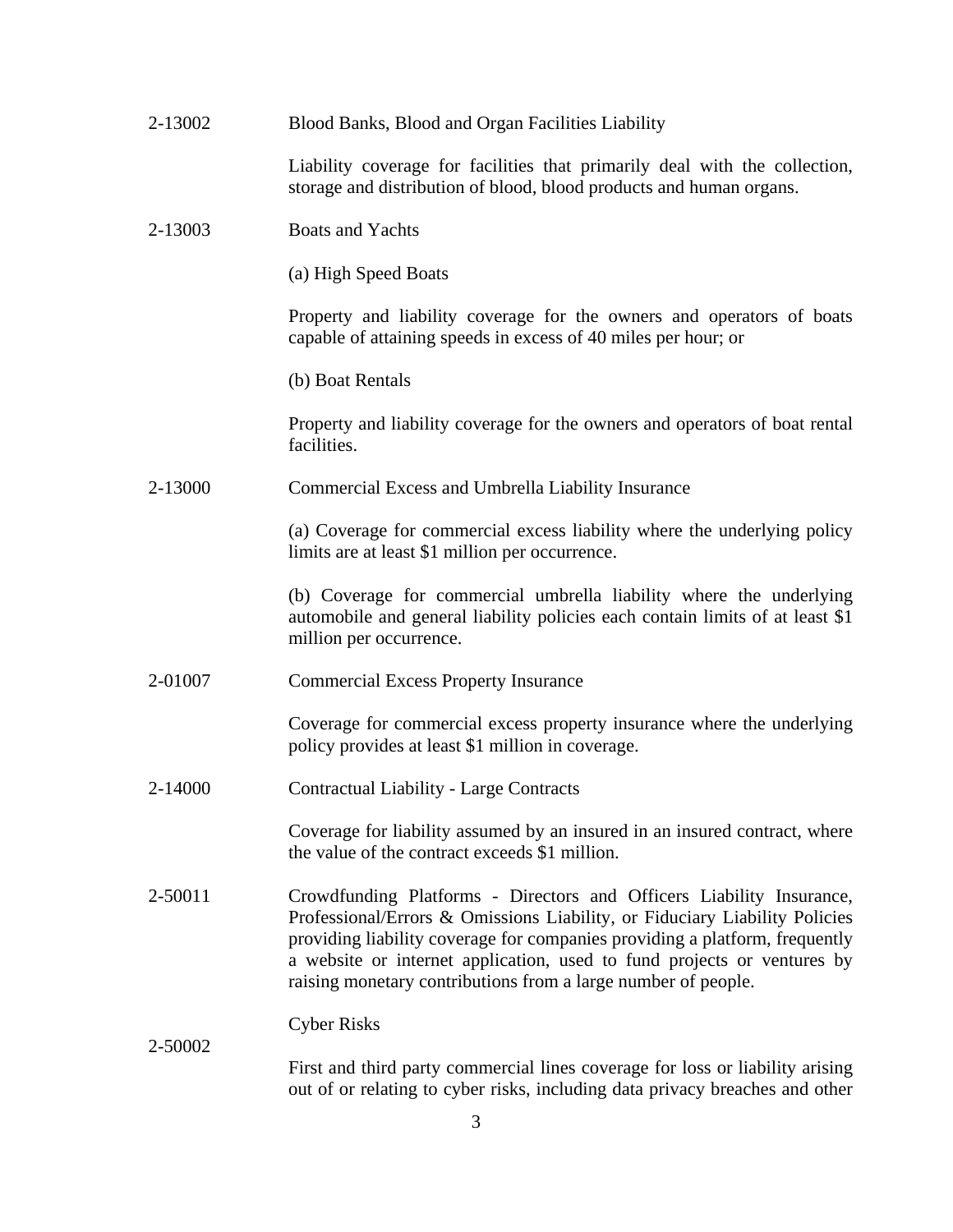2-13002 Blood Banks, Blood and Organ Facilities Liability

Liability coverage for facilities that primarily deal with the collection, storage and distribution of blood, blood products and human organs.

2-13003 Boats and Yachts

(a) High Speed Boats

Property and liability coverage for the owners and operators of boats capable of attaining speeds in excess of 40 miles per hour; or

(b) Boat Rentals

Property and liability coverage for the owners and operators of boat rental facilities.

2-13000 Commercial Excess and Umbrella Liability Insurance

(a) Coverage for commercial excess liability where the underlying policy limits are at least $1 million per occurrence.

(b) Coverage for commercial umbrella liability where the underlying automobile and general liability policies each contain limits of at least $1 million per occurrence.

2-01007 Commercial Excess Property Insurance

Coverage for commercial excess property insurance where the underlying policy provides at least $1 million in coverage.

2-14000 Contractual Liability - Large Contracts

Coverage for liability assumed by an insured in an insured contract, where the value of the contract exceeds $1 million.

2-50011 Crowdfunding Platforms - Directors and Officers Liability Insurance, Professional/Errors & Omissions Liability, or Fiduciary Liability Policies providing liability coverage for companies providing a platform, frequently a website or internet application, used to fund projects or ventures by raising monetary contributions from a large number of people.

2-50002 Cyber Risks

First and third party commercial lines coverage for loss or liability arising out of or relating to cyber risks, including data privacy breaches and other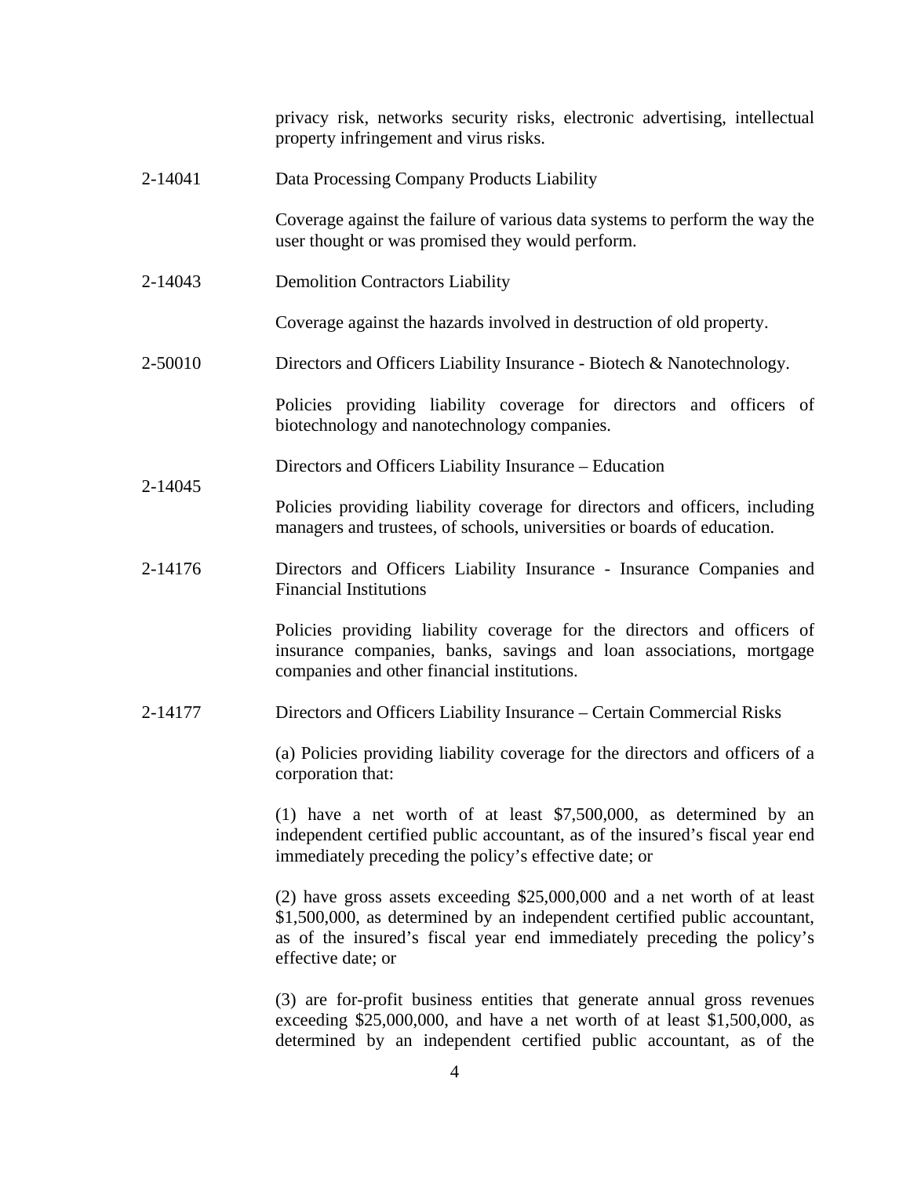privacy risk, networks security risks, electronic advertising, intellectual property infringement and virus risks.

2-14041 Data Processing Company Products Liability

Coverage against the failure of various data systems to perform the way the user thought or was promised they would perform.

2-14043 Demolition Contractors Liability

Coverage against the hazards involved in destruction of old property.

2-50010 Directors and Officers Liability Insurance - Biotech & Nanotechnology.

Policies providing liability coverage for directors and officers of biotechnology and nanotechnology companies.

2-14045 Directors and Officers Liability Insurance – Education

Policies providing liability coverage for directors and officers, including managers and trustees, of schools, universities or boards of education.

2-14176 Directors and Officers Liability Insurance - Insurance Companies and Financial Institutions

Policies providing liability coverage for the directors and officers of insurance companies, banks, savings and loan associations, mortgage companies and other financial institutions.

2-14177 Directors and Officers Liability Insurance – Certain Commercial Risks

(a) Policies providing liability coverage for the directors and officers of a corporation that:

(1) have a net worth of at least $7,500,000, as determined by an independent certified public accountant, as of the insured's fiscal year end immediately preceding the policy's effective date; or

(2) have gross assets exceeding $25,000,000 and a net worth of at least $1,500,000, as determined by an independent certified public accountant, as of the insured's fiscal year end immediately preceding the policy's effective date; or

(3) are for-profit business entities that generate annual gross revenues exceeding $25,000,000, and have a net worth of at least $1,500,000, as determined by an independent certified public accountant, as of the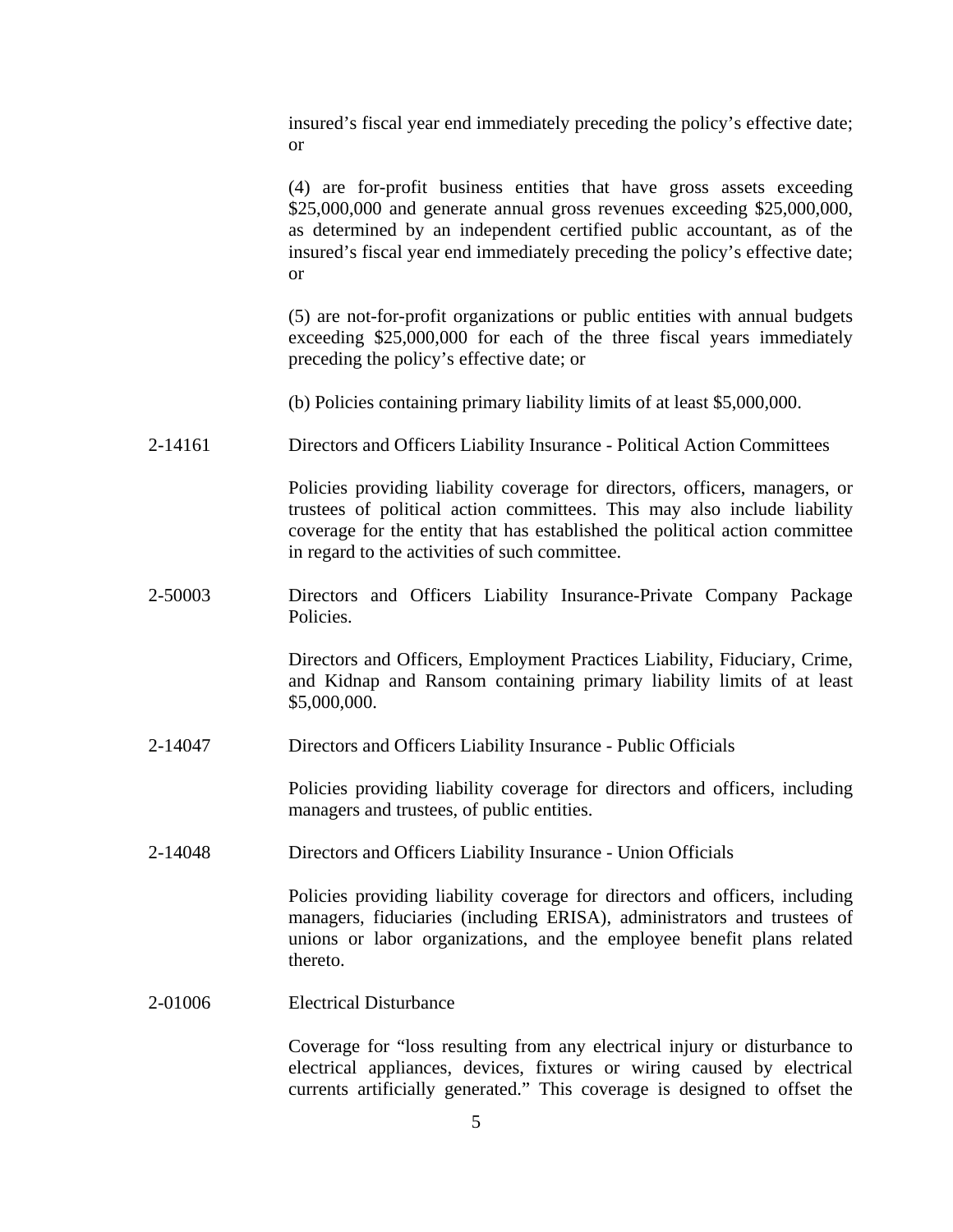insured’s fiscal year end immediately preceding the policy’s effective date; or

(4) are for-profit business entities that have gross assets exceeding $25,000,000 and generate annual gross revenues exceeding $25,000,000, as determined by an independent certified public accountant, as of the insured’s fiscal year end immediately preceding the policy’s effective date; or

(5) are not-for-profit organizations or public entities with annual budgets exceeding $25,000,000 for each of the three fiscal years immediately preceding the policy’s effective date; or

(b) Policies containing primary liability limits of at least $5,000,000.

2-14161 Directors and Officers Liability Insurance - Political Action Committees

Policies providing liability coverage for directors, officers, managers, or trustees of political action committees. This may also include liability coverage for the entity that has established the political action committee in regard to the activities of such committee.

2-50003 Directors and Officers Liability Insurance-Private Company Package Policies.

Directors and Officers, Employment Practices Liability, Fiduciary, Crime, and Kidnap and Ransom containing primary liability limits of at least $5,000,000.

2-14047 Directors and Officers Liability Insurance - Public Officials

Policies providing liability coverage for directors and officers, including managers and trustees, of public entities.

2-14048 Directors and Officers Liability Insurance - Union Officials

Policies providing liability coverage for directors and officers, including managers, fiduciaries (including ERISA), administrators and trustees of unions or labor organizations, and the employee benefit plans related thereto.

2-01006 Electrical Disturbance

Coverage for “loss resulting from any electrical injury or disturbance to electrical appliances, devices, fixtures or wiring caused by electrical currents artificially generated.” This coverage is designed to offset the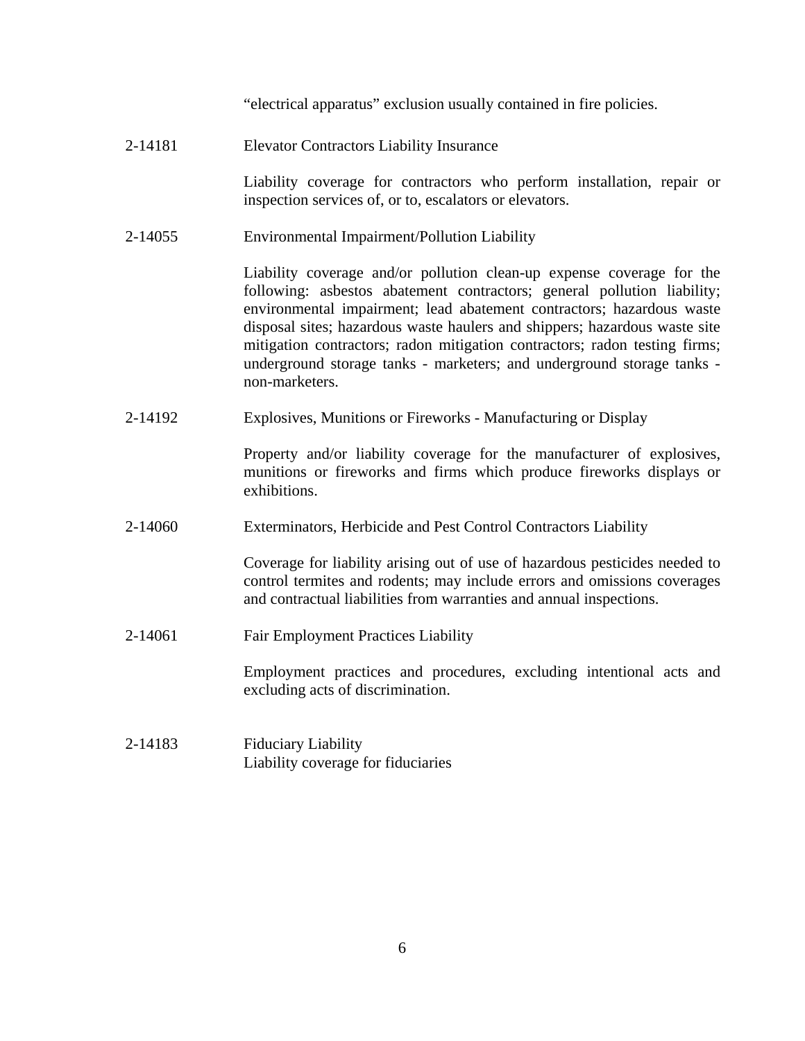"electrical apparatus" exclusion usually contained in fire policies.

2-14181 Elevator Contractors Liability Insurance

Liability coverage for contractors who perform installation, repair or inspection services of, or to, escalators or elevators.

2-14055 Environmental Impairment/Pollution Liability

Liability coverage and/or pollution clean-up expense coverage for the following: asbestos abatement contractors; general pollution liability; environmental impairment; lead abatement contractors; hazardous waste disposal sites; hazardous waste haulers and shippers; hazardous waste site mitigation contractors; radon mitigation contractors; radon testing firms; underground storage tanks - marketers; and underground storage tanks - non-marketers.

2-14192 Explosives, Munitions or Fireworks - Manufacturing or Display

Property and/or liability coverage for the manufacturer of explosives, munitions or fireworks and firms which produce fireworks displays or exhibitions.

2-14060 Exterminators, Herbicide and Pest Control Contractors Liability

Coverage for liability arising out of use of hazardous pesticides needed to control termites and rodents; may include errors and omissions coverages and contractual liabilities from warranties and annual inspections.

2-14061 Fair Employment Practices Liability

Employment practices and procedures, excluding intentional acts and excluding acts of discrimination.

2-14183 Fiduciary Liability

Liability coverage for fiduciaries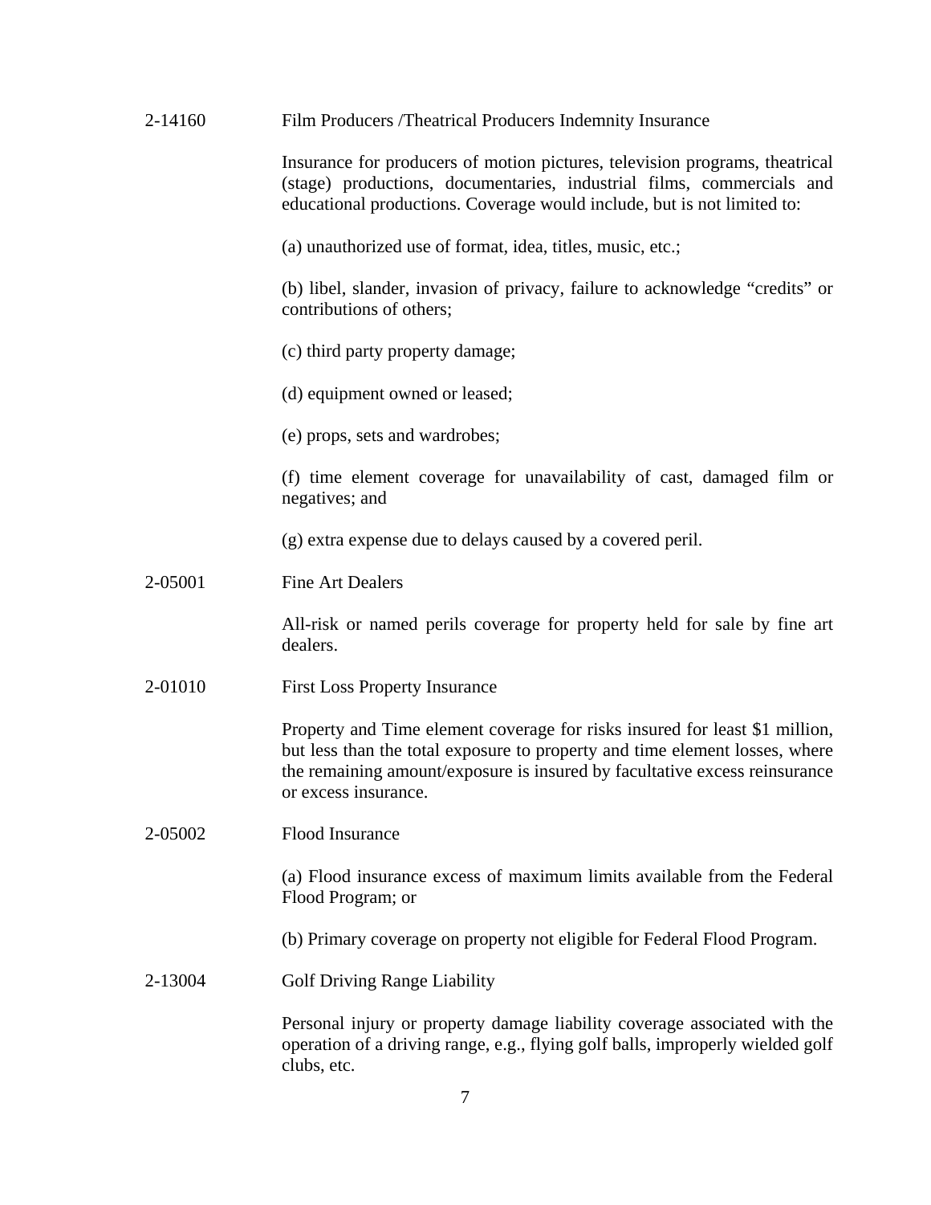2-14160 Film Producers /Theatrical Producers Indemnity Insurance

Insurance for producers of motion pictures, television programs, theatrical (stage) productions, documentaries, industrial films, commercials and educational productions. Coverage would include, but is not limited to:

(a) unauthorized use of format, idea, titles, music, etc.;

(b) libel, slander, invasion of privacy, failure to acknowledge "credits" or contributions of others;

(c) third party property damage;

(d) equipment owned or leased;

(e) props, sets and wardrobes;

(f) time element coverage for unavailability of cast, damaged film or negatives; and

(g) extra expense due to delays caused by a covered peril.

2-05001 Fine Art Dealers

All-risk or named perils coverage for property held for sale by fine art dealers.

2-01010 First Loss Property Insurance

Property and Time element coverage for risks insured for least $1 million, but less than the total exposure to property and time element losses, where the remaining amount/exposure is insured by facultative excess reinsurance or excess insurance.

2-05002 Flood Insurance

(a) Flood insurance excess of maximum limits available from the Federal Flood Program; or

(b) Primary coverage on property not eligible for Federal Flood Program.

2-13004 Golf Driving Range Liability

Personal injury or property damage liability coverage associated with the operation of a driving range, e.g., flying golf balls, improperly wielded golf clubs, etc.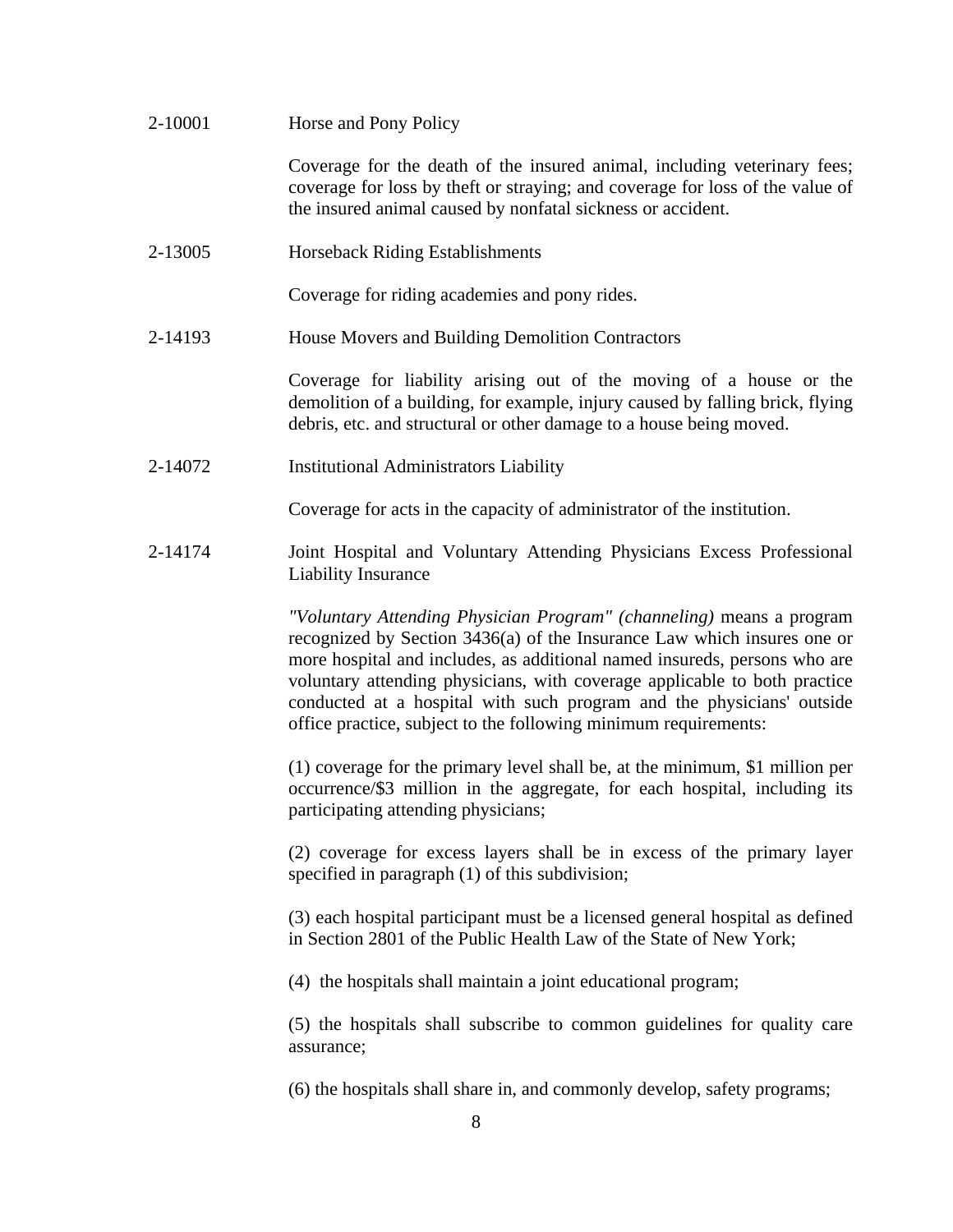2-10001 Horse and Pony Policy

Coverage for the death of the insured animal, including veterinary fees; coverage for loss by theft or straying; and coverage for loss of the value of the insured animal caused by nonfatal sickness or accident.

2-13005 Horseback Riding Establishments

Coverage for riding academies and pony rides.

2-14193 House Movers and Building Demolition Contractors

Coverage for liability arising out of the moving of a house or the demolition of a building, for example, injury caused by falling brick, flying debris, etc. and structural or other damage to a house being moved.

2-14072 Institutional Administrators Liability

Coverage for acts in the capacity of administrator of the institution.

2-14174 Joint Hospital and Voluntary Attending Physicians Excess Professional Liability Insurance

*"Voluntary Attending Physician Program" (channeling)* means a program recognized by Section 3436(a) of the Insurance Law which insures one or more hospital and includes, as additional named insureds, persons who are voluntary attending physicians, with coverage applicable to both practice conducted at a hospital with such program and the physicians' outside office practice, subject to the following minimum requirements:

(1) coverage for the primary level shall be, at the minimum, $1 million per occurrence/$3 million in the aggregate, for each hospital, including its participating attending physicians;

(2) coverage for excess layers shall be in excess of the primary layer specified in paragraph (1) of this subdivision;

(3) each hospital participant must be a licensed general hospital as defined in Section 2801 of the Public Health Law of the State of New York;

(4) the hospitals shall maintain a joint educational program;

(5) the hospitals shall subscribe to common guidelines for quality care assurance;

(6) the hospitals shall share in, and commonly develop, safety programs;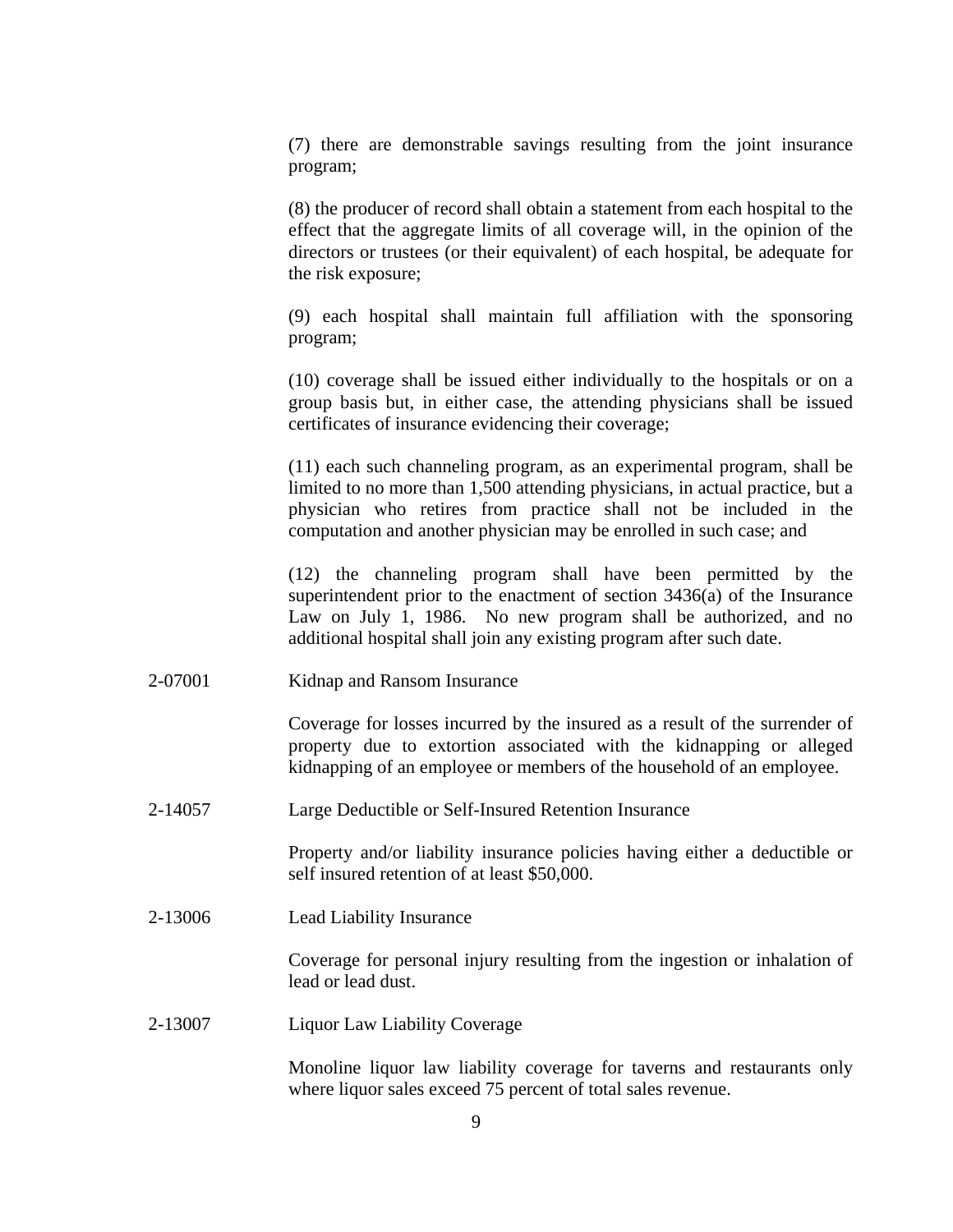(7) there are demonstrable savings resulting from the joint insurance program;

(8) the producer of record shall obtain a statement from each hospital to the effect that the aggregate limits of all coverage will, in the opinion of the directors or trustees (or their equivalent) of each hospital, be adequate for the risk exposure;

(9) each hospital shall maintain full affiliation with the sponsoring program;

(10) coverage shall be issued either individually to the hospitals or on a group basis but, in either case, the attending physicians shall be issued certificates of insurance evidencing their coverage;

(11) each such channeling program, as an experimental program, shall be limited to no more than 1,500 attending physicians, in actual practice, but a physician who retires from practice shall not be included in the computation and another physician may be enrolled in such case; and

(12) the channeling program shall have been permitted by the superintendent prior to the enactment of section 3436(a) of the Insurance Law on July 1, 1986. No new program shall be authorized, and no additional hospital shall join any existing program after such date.

2-07001 Kidnap and Ransom Insurance

Coverage for losses incurred by the insured as a result of the surrender of property due to extortion associated with the kidnapping or alleged kidnapping of an employee or members of the household of an employee.

2-14057 Large Deductible or Self-Insured Retention Insurance

Property and/or liability insurance policies having either a deductible or self insured retention of at least $50,000.

2-13006 Lead Liability Insurance

Coverage for personal injury resulting from the ingestion or inhalation of lead or lead dust.

2-13007 Liquor Law Liability Coverage

Monoline liquor law liability coverage for taverns and restaurants only where liquor sales exceed 75 percent of total sales revenue.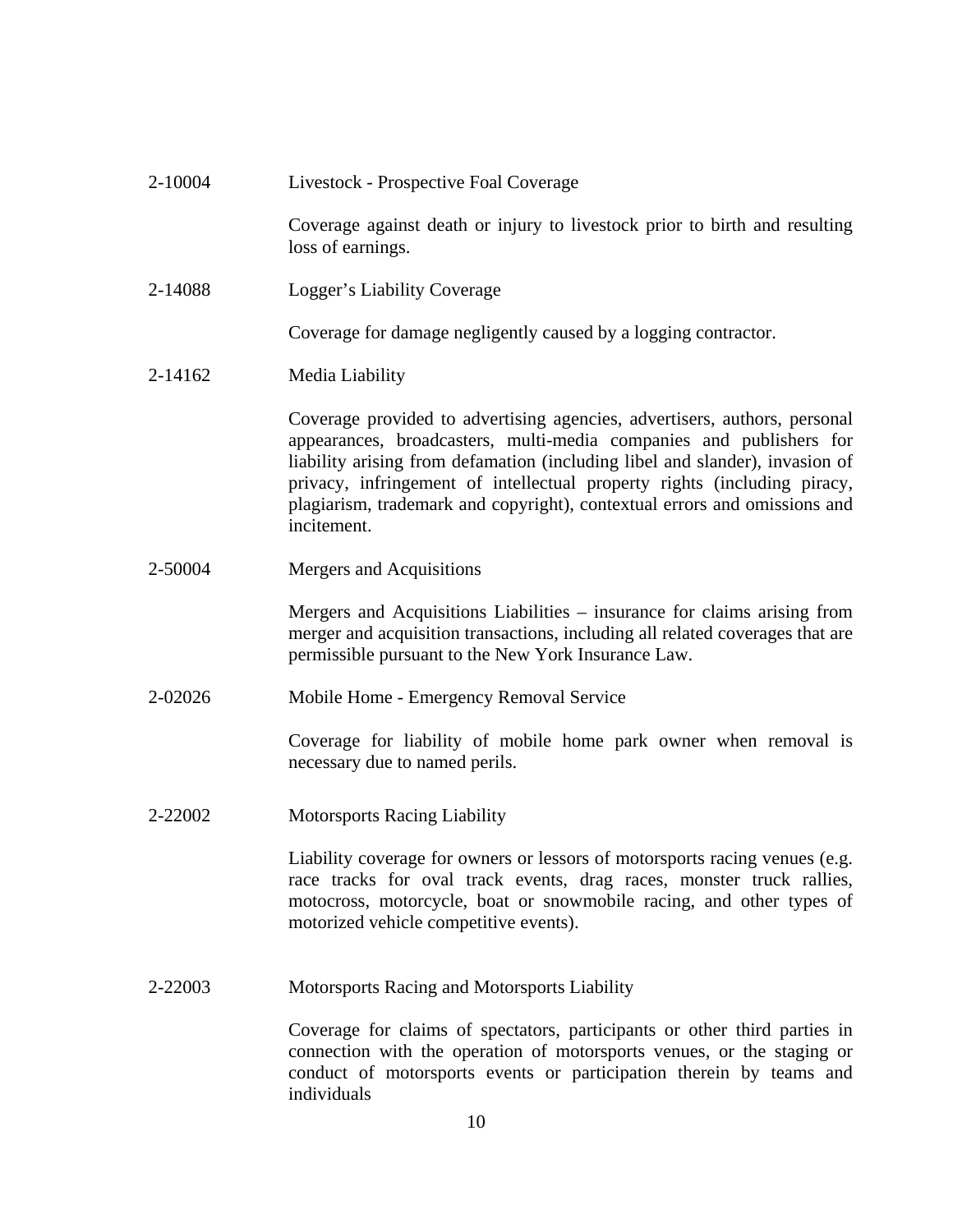2-10004 Livestock - Prospective Foal Coverage

Coverage against death or injury to livestock prior to birth and resulting loss of earnings.

2-14088 Logger's Liability Coverage

Coverage for damage negligently caused by a logging contractor.

2-14162 Media Liability

Coverage provided to advertising agencies, advertisers, authors, personal appearances, broadcasters, multi-media companies and publishers for liability arising from defamation (including libel and slander), invasion of privacy, infringement of intellectual property rights (including piracy, plagiarism, trademark and copyright), contextual errors and omissions and incitement.

2-50004 Mergers and Acquisitions

Mergers and Acquisitions Liabilities – insurance for claims arising from merger and acquisition transactions, including all related coverages that are permissible pursuant to the New York Insurance Law.

2-02026 Mobile Home - Emergency Removal Service

Coverage for liability of mobile home park owner when removal is necessary due to named perils.

2-22002 Motorsports Racing Liability

Liability coverage for owners or lessors of motorsports racing venues (e.g. race tracks for oval track events, drag races, monster truck rallies, motocross, motorcycle, boat or snowmobile racing, and other types of motorized vehicle competitive events).

2-22003 Motorsports Racing and Motorsports Liability

Coverage for claims of spectators, participants or other third parties in connection with the operation of motorsports venues, or the staging or conduct of motorsports events or participation therein by teams and individuals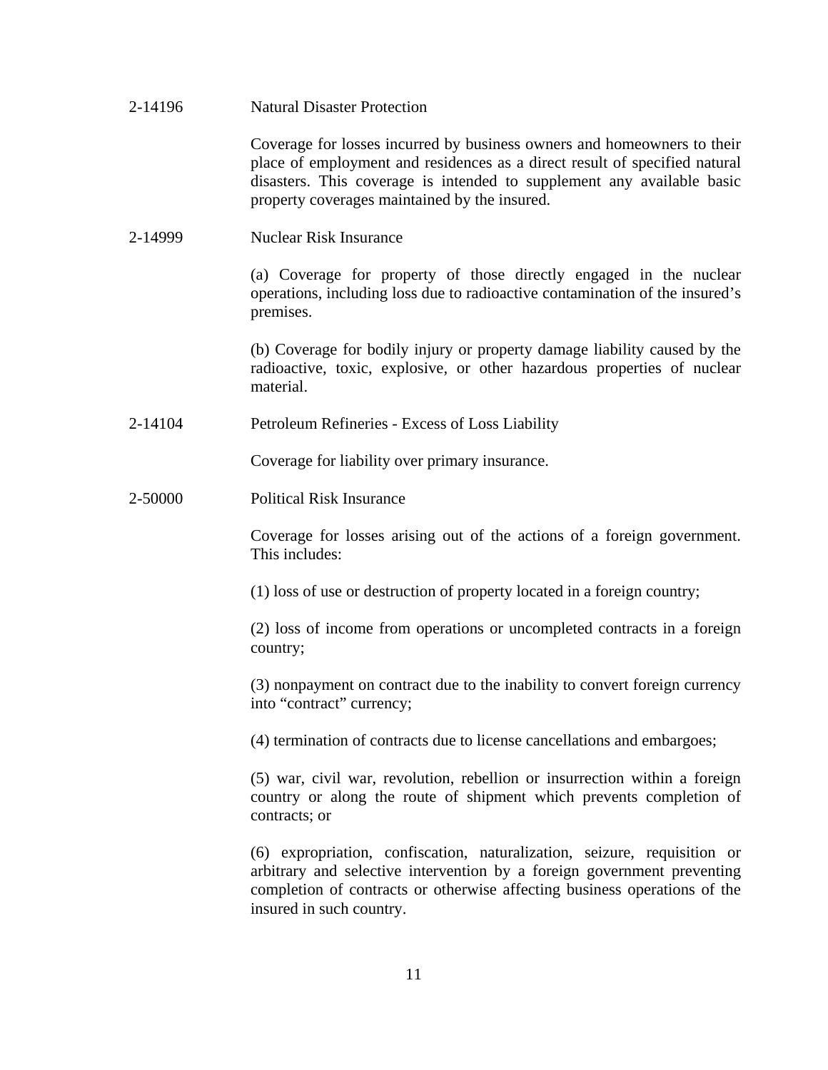2-14196 Natural Disaster Protection

Coverage for losses incurred by business owners and homeowners to their place of employment and residences as a direct result of specified natural disasters. This coverage is intended to supplement any available basic property coverages maintained by the insured.

2-14999 Nuclear Risk Insurance

(a) Coverage for property of those directly engaged in the nuclear operations, including loss due to radioactive contamination of the insured's premises.

(b) Coverage for bodily injury or property damage liability caused by the radioactive, toxic, explosive, or other hazardous properties of nuclear material.

2-14104 Petroleum Refineries - Excess of Loss Liability

Coverage for liability over primary insurance.

2-50000 Political Risk Insurance

Coverage for losses arising out of the actions of a foreign government. This includes:

(1) loss of use or destruction of property located in a foreign country;

(2) loss of income from operations or uncompleted contracts in a foreign country;

(3) nonpayment on contract due to the inability to convert foreign currency into "contract" currency;

(4) termination of contracts due to license cancellations and embargoes;

(5) war, civil war, revolution, rebellion or insurrection within a foreign country or along the route of shipment which prevents completion of contracts; or

(6) expropriation, confiscation, naturalization, seizure, requisition or arbitrary and selective intervention by a foreign government preventing completion of contracts or otherwise affecting business operations of the insured in such country.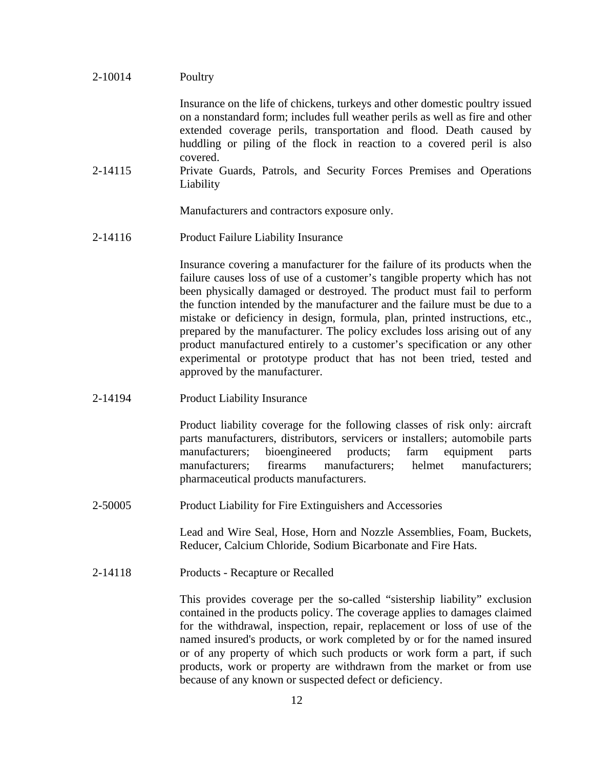2-10014 Poultry

Insurance on the life of chickens, turkeys and other domestic poultry issued on a nonstandard form; includes full weather perils as well as fire and other extended coverage perils, transportation and flood. Death caused by huddling or piling of the flock in reaction to a covered peril is also covered.

2-14115 Private Guards, Patrols, and Security Forces Premises and Operations Liability

Manufacturers and contractors exposure only.

2-14116 Product Failure Liability Insurance

Insurance covering a manufacturer for the failure of its products when the failure causes loss of use of a customer's tangible property which has not been physically damaged or destroyed. The product must fail to perform the function intended by the manufacturer and the failure must be due to a mistake or deficiency in design, formula, plan, printed instructions, etc., prepared by the manufacturer. The policy excludes loss arising out of any product manufactured entirely to a customer's specification or any other experimental or prototype product that has not been tried, tested and approved by the manufacturer.

2-14194 Product Liability Insurance

Product liability coverage for the following classes of risk only: aircraft parts manufacturers, distributors, servicers or installers; automobile parts manufacturers; bioengineered products; farm equipment parts manufacturers; firearms manufacturers; helmet manufacturers; pharmaceutical products manufacturers.

2-50005 Product Liability for Fire Extinguishers and Accessories

Lead and Wire Seal, Hose, Horn and Nozzle Assemblies, Foam, Buckets, Reducer, Calcium Chloride, Sodium Bicarbonate and Fire Hats.

2-14118 Products - Recapture or Recalled

This provides coverage per the so-called "sistership liability" exclusion contained in the products policy. The coverage applies to damages claimed for the withdrawal, inspection, repair, replacement or loss of use of the named insured's products, or work completed by or for the named insured or of any property of which such products or work form a part, if such products, work or property are withdrawn from the market or from use because of any known or suspected defect or deficiency.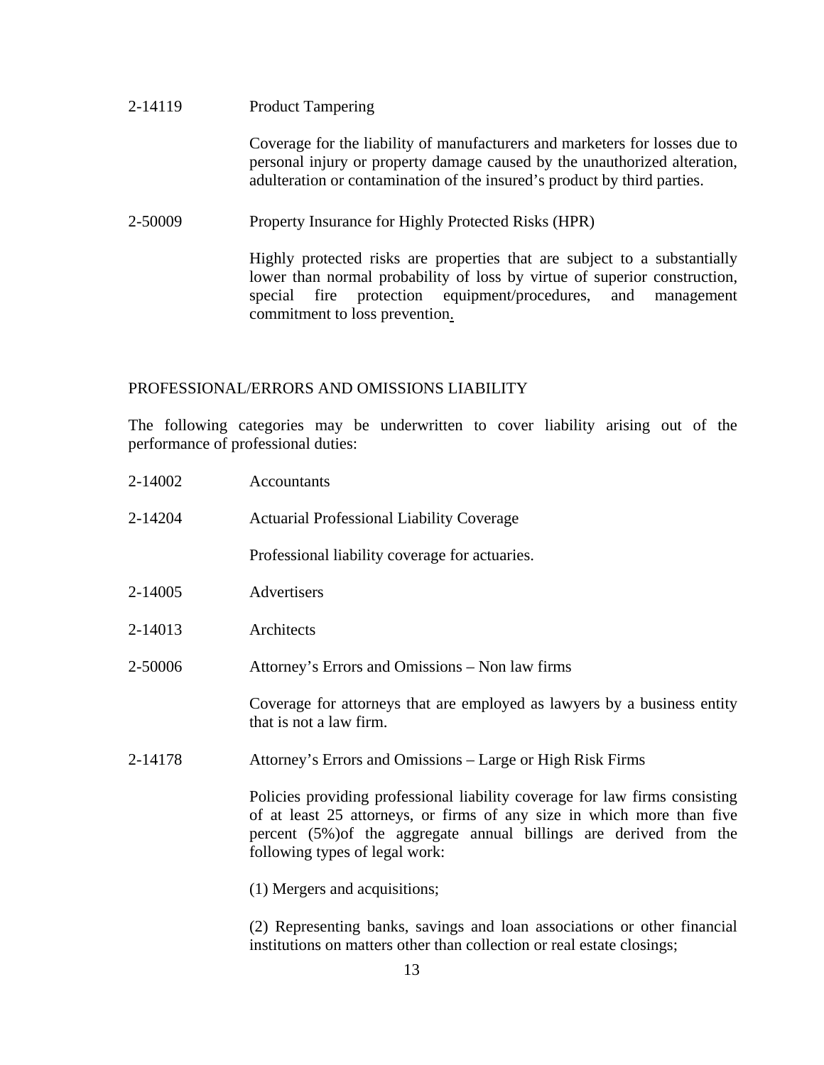2-14119 Product Tampering

Coverage for the liability of manufacturers and marketers for losses due to personal injury or property damage caused by the unauthorized alteration, adulteration or contamination of the insured's product by third parties.

2-50009 Property Insurance for Highly Protected Risks (HPR)

Highly protected risks are properties that are subject to a substantially lower than normal probability of loss by virtue of superior construction, special fire protection equipment/procedures, and management commitment to loss prevention.

## PROFESSIONAL/ERRORS AND OMISSIONS LIABILITY

The following categories may be underwritten to cover liability arising out of the performance of professional duties:

2-14002 Accountants

2-14204 Actuarial Professional Liability Coverage

Professional liability coverage for actuaries.

2-14005 Advertisers

2-14013 Architects

2-50006 Attorney's Errors and Omissions – Non law firms

Coverage for attorneys that are employed as lawyers by a business entity that is not a law firm.

2-14178 Attorney's Errors and Omissions – Large or High Risk Firms

Policies providing professional liability coverage for law firms consisting of at least 25 attorneys, or firms of any size in which more than five percent (5%)of the aggregate annual billings are derived from the following types of legal work:

(1) Mergers and acquisitions;

(2) Representing banks, savings and loan associations or other financial institutions on matters other than collection or real estate closings;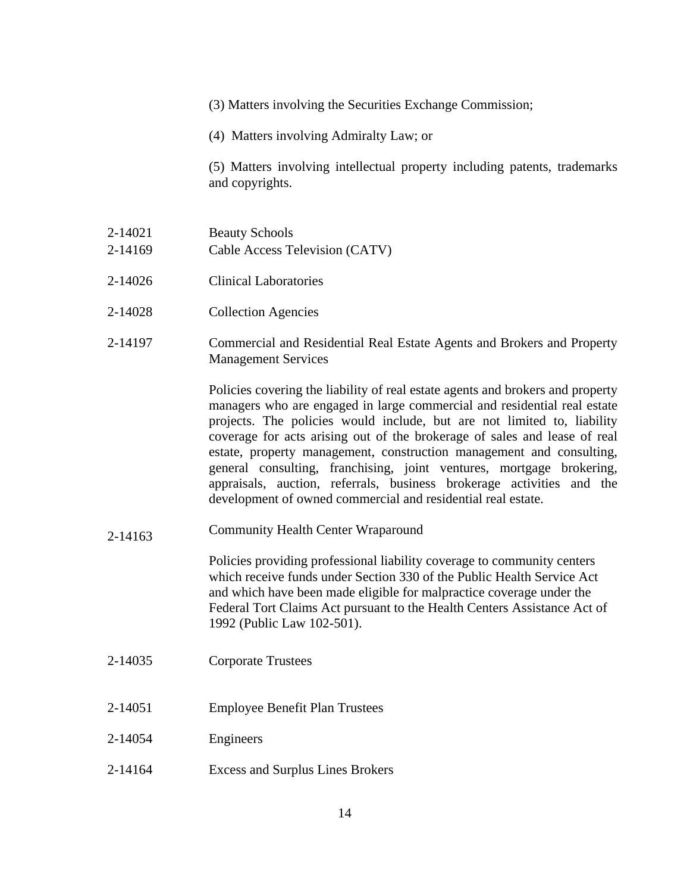(3) Matters involving the Securities Exchange Commission;

(4) Matters involving Admiralty Law; or

(5) Matters involving intellectual property including patents, trademarks and copyrights.

2-14021 Beauty Schools

2-14169 Cable Access Television (CATV)

2-14026 Clinical Laboratories

2-14028 Collection Agencies

2-14197 Commercial and Residential Real Estate Agents and Brokers and Property Management Services

Policies covering the liability of real estate agents and brokers and property managers who are engaged in large commercial and residential real estate projects. The policies would include, but are not limited to, liability coverage for acts arising out of the brokerage of sales and lease of real estate, property management, construction management and consulting, general consulting, franchising, joint ventures, mortgage brokering, appraisals, auction, referrals, business brokerage activities and the development of owned commercial and residential real estate.

2-14163 Community Health Center Wraparound

Policies providing professional liability coverage to community centers which receive funds under Section 330 of the Public Health Service Act and which have been made eligible for malpractice coverage under the Federal Tort Claims Act pursuant to the Health Centers Assistance Act of 1992 (Public Law 102-501).

2-14035 Corporate Trustees

2-14051 Employee Benefit Plan Trustees

2-14054 Engineers

2-14164 Excess and Surplus Lines Brokers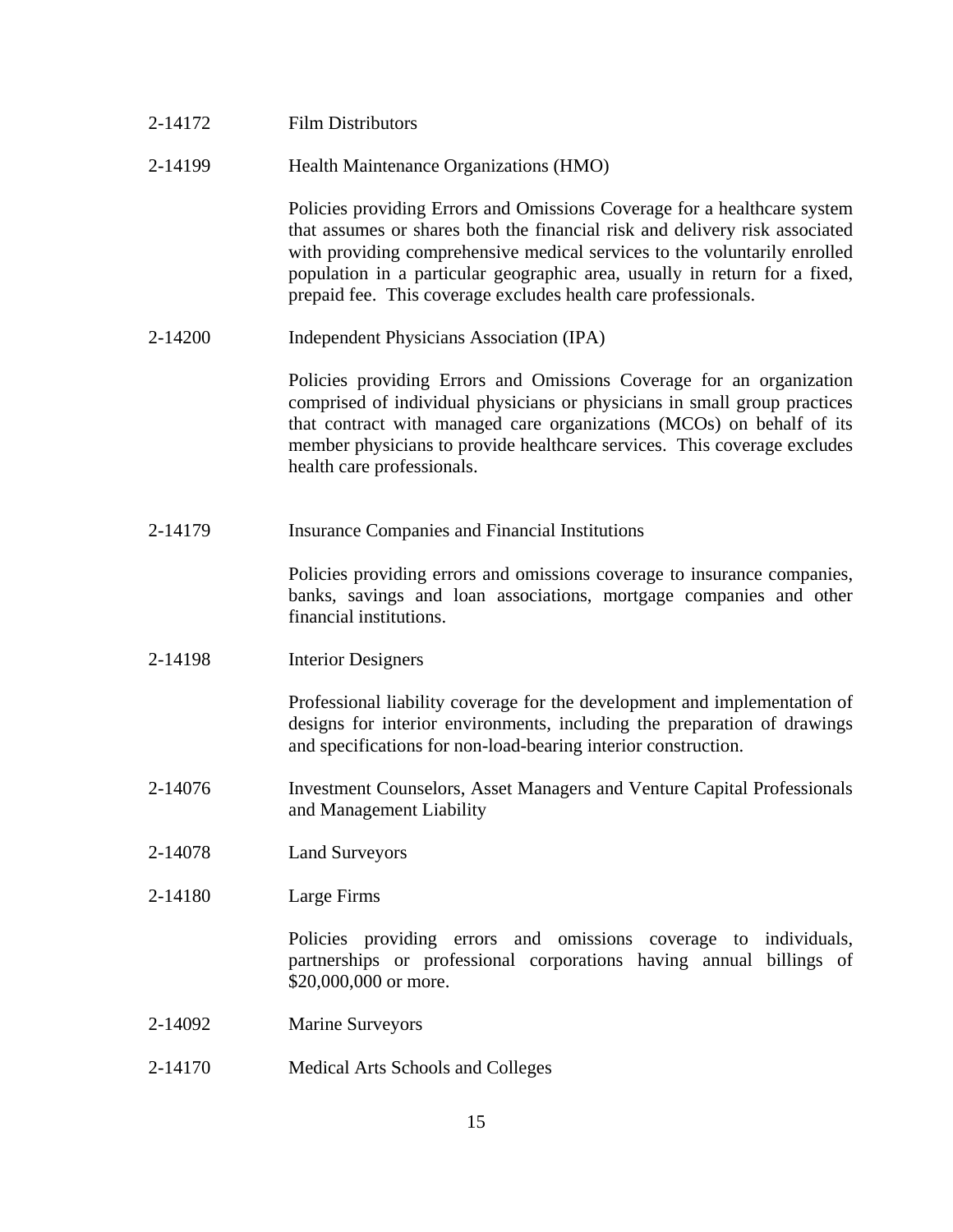2-14172 Film Distributors

2-14199 Health Maintenance Organizations (HMO)

Policies providing Errors and Omissions Coverage for a healthcare system that assumes or shares both the financial risk and delivery risk associated with providing comprehensive medical services to the voluntarily enrolled population in a particular geographic area, usually in return for a fixed, prepaid fee. This coverage excludes health care professionals.

2-14200 Independent Physicians Association (IPA)

Policies providing Errors and Omissions Coverage for an organization comprised of individual physicians or physicians in small group practices that contract with managed care organizations (MCOs) on behalf of its member physicians to provide healthcare services. This coverage excludes health care professionals.

2-14179 Insurance Companies and Financial Institutions

Policies providing errors and omissions coverage to insurance companies, banks, savings and loan associations, mortgage companies and other financial institutions.

2-14198 Interior Designers

Professional liability coverage for the development and implementation of designs for interior environments, including the preparation of drawings and specifications for non-load-bearing interior construction.

2-14076 Investment Counselors, Asset Managers and Venture Capital Professionals and Management Liability

2-14078 Land Surveyors

2-14180 Large Firms

Policies providing errors and omissions coverage to individuals, partnerships or professional corporations having annual billings of $20,000,000 or more.

2-14092 Marine Surveyors

2-14170 Medical Arts Schools and Colleges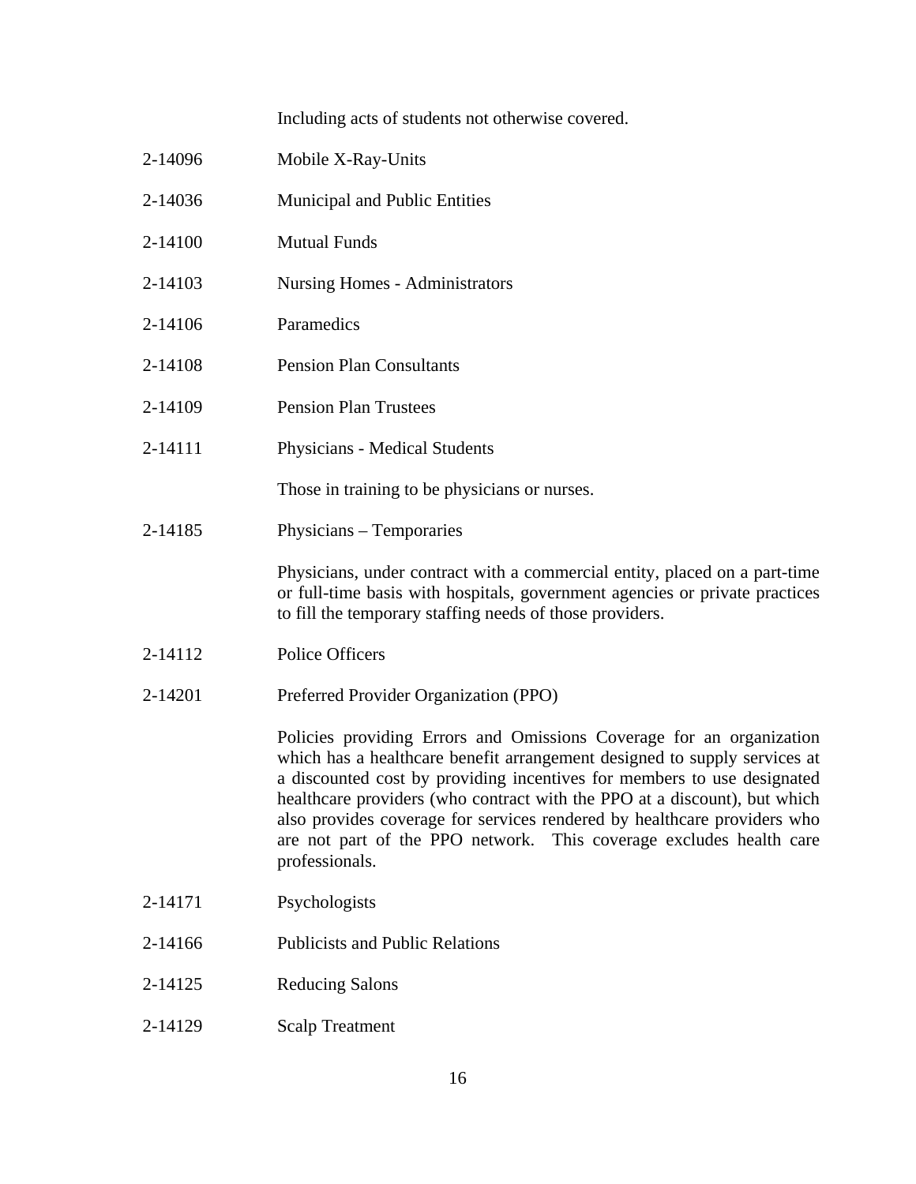Including acts of students not otherwise covered.

| | |
|---|---|
| 2-14096 | Mobile X-Ray-Units |
| 2-14036 | Municipal and Public Entities |
| 2-14100 | Mutual Funds |
| 2-14103 | Nursing Homes - Administrators |
| 2-14106 | Paramedics |
| 2-14108 | Pension Plan Consultants |
| 2-14109 | Pension Plan Trustees |
| 2-14111 | Physicians - Medical Students<br><br>Those in training to be physicians or nurses. |
| 2-14185 | Physicians – Temporaries<br><br>Physicians, under contract with a commercial entity, placed on a part-time or full-time basis with hospitals, government agencies or private practices to fill the temporary staffing needs of those providers. |
| 2-14112 | Police Officers |
| 2-14201 | Preferred Provider Organization (PPO)<br><br>Policies providing Errors and Omissions Coverage for an organization which has a healthcare benefit arrangement designed to supply services at a discounted cost by providing incentives for members to use designated healthcare providers (who contract with the PPO at a discount), but which also provides coverage for services rendered by healthcare providers who are not part of the PPO network. This coverage excludes health care professionals. |
| 2-14171 | Psychologists |
| 2-14166 | Publicists and Public Relations |
| 2-14125 | Reducing Salons |
| 2-14129 | Scalp Treatment |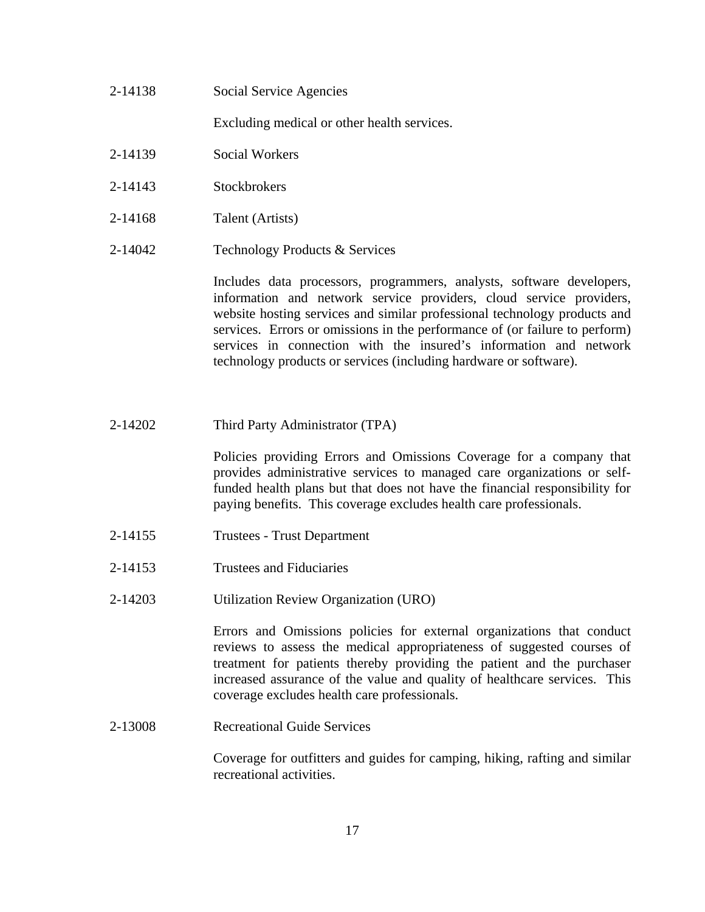2-14138 Social Service Agencies

Excluding medical or other health services.

2-14139 Social Workers

2-14143 Stockbrokers

2-14168 Talent (Artists)

2-14042 Technology Products & Services

Includes data processors, programmers, analysts, software developers, information and network service providers, cloud service providers, website hosting services and similar professional technology products and services. Errors or omissions in the performance of (or failure to perform) services in connection with the insured's information and network technology products or services (including hardware or software).

2-14202 Third Party Administrator (TPA)

Policies providing Errors and Omissions Coverage for a company that provides administrative services to managed care organizations or self-funded health plans but that does not have the financial responsibility for paying benefits. This coverage excludes health care professionals.

2-14155 Trustees - Trust Department

2-14153 Trustees and Fiduciaries

2-14203 Utilization Review Organization (URO)

Errors and Omissions policies for external organizations that conduct reviews to assess the medical appropriateness of suggested courses of treatment for patients thereby providing the patient and the purchaser increased assurance of the value and quality of healthcare services. This coverage excludes health care professionals.

2-13008 Recreational Guide Services

Coverage for outfitters and guides for camping, hiking, rafting and similar recreational activities.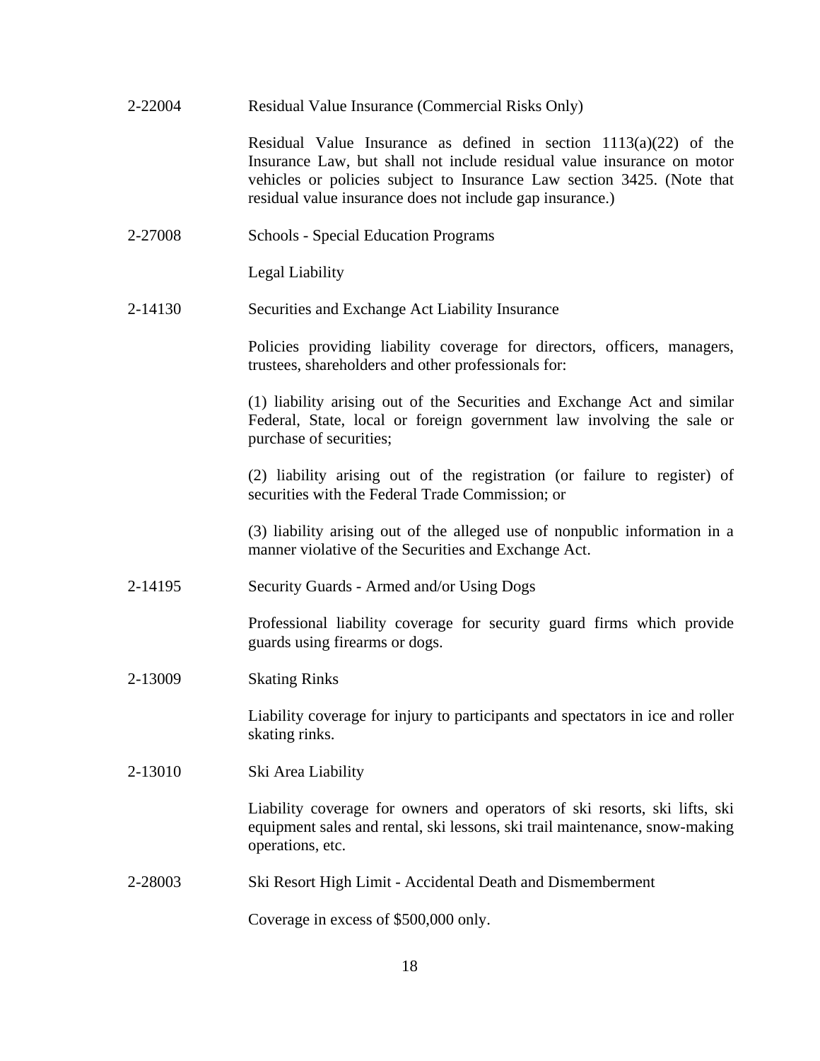2-22004 Residual Value Insurance (Commercial Risks Only)

Residual Value Insurance as defined in section 1113(a)(22) of the Insurance Law, but shall not include residual value insurance on motor vehicles or policies subject to Insurance Law section 3425. (Note that residual value insurance does not include gap insurance.)

2-27008 Schools - Special Education Programs

Legal Liability

2-14130 Securities and Exchange Act Liability Insurance

Policies providing liability coverage for directors, officers, managers, trustees, shareholders and other professionals for:

(1) liability arising out of the Securities and Exchange Act and similar Federal, State, local or foreign government law involving the sale or purchase of securities;

(2) liability arising out of the registration (or failure to register) of securities with the Federal Trade Commission; or

(3) liability arising out of the alleged use of nonpublic information in a manner violative of the Securities and Exchange Act.

2-14195 Security Guards - Armed and/or Using Dogs

Professional liability coverage for security guard firms which provide guards using firearms or dogs.

2-13009 Skating Rinks

Liability coverage for injury to participants and spectators in ice and roller skating rinks.

2-13010 Ski Area Liability

Liability coverage for owners and operators of ski resorts, ski lifts, ski equipment sales and rental, ski lessons, ski trail maintenance, snow-making operations, etc.

2-28003 Ski Resort High Limit - Accidental Death and Dismemberment

Coverage in excess of $500,000 only.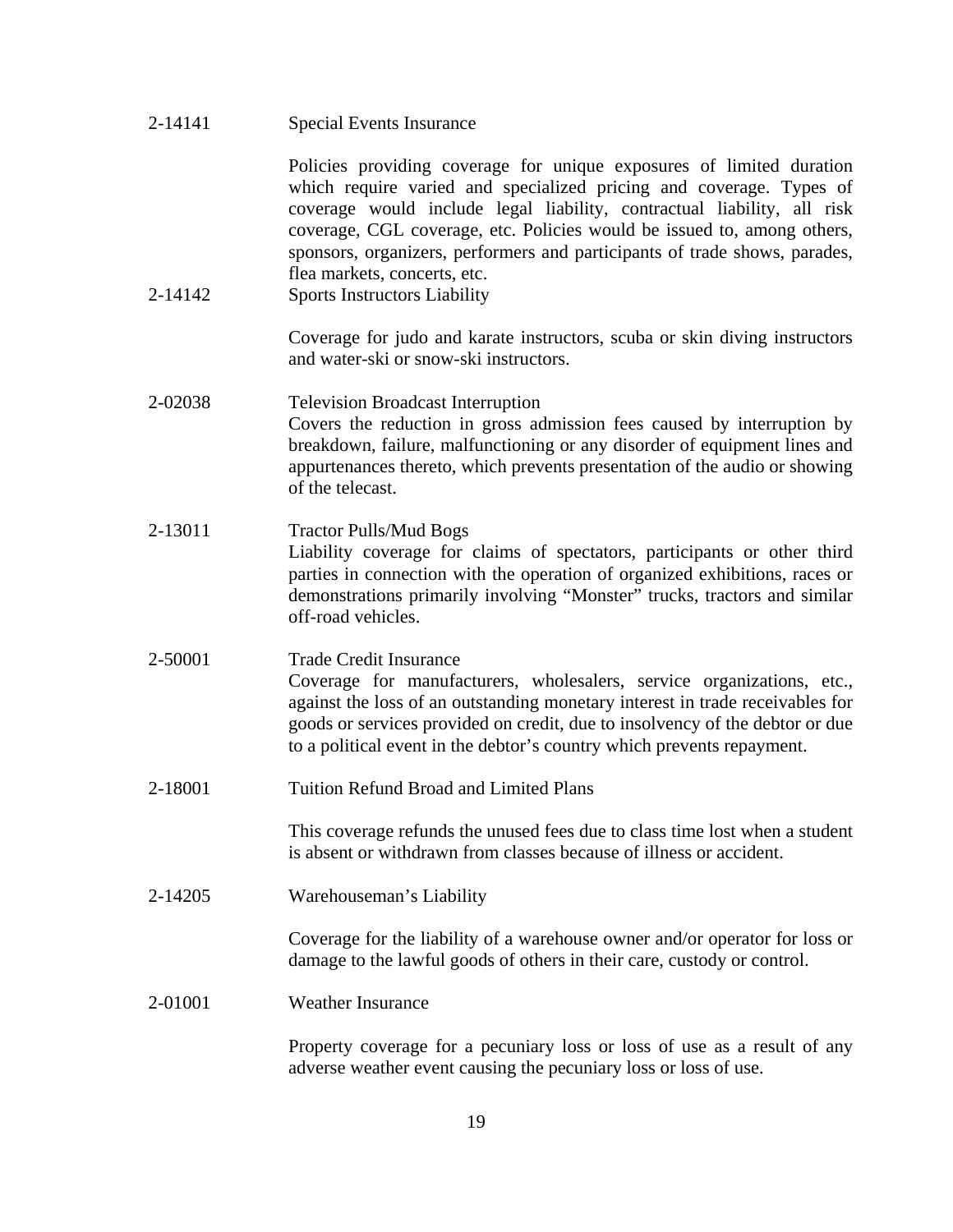2-14141 Special Events Insurance

Policies providing coverage for unique exposures of limited duration which require varied and specialized pricing and coverage. Types of coverage would include legal liability, contractual liability, all risk coverage, CGL coverage, etc. Policies would be issued to, among others, sponsors, organizers, performers and participants of trade shows, parades, flea markets, concerts, etc.

2-14142 Sports Instructors Liability

Coverage for judo and karate instructors, scuba or skin diving instructors and water-ski or snow-ski instructors.

2-02038 Television Broadcast Interruption

Covers the reduction in gross admission fees caused by interruption by breakdown, failure, malfunctioning or any disorder of equipment lines and appurtenances thereto, which prevents presentation of the audio or showing of the telecast.

2-13011 Tractor Pulls/Mud Bogs

Liability coverage for claims of spectators, participants or other third parties in connection with the operation of organized exhibitions, races or demonstrations primarily involving "Monster" trucks, tractors and similar off-road vehicles.

2-50001 Trade Credit Insurance

Coverage for manufacturers, wholesalers, service organizations, etc., against the loss of an outstanding monetary interest in trade receivables for goods or services provided on credit, due to insolvency of the debtor or due to a political event in the debtor's country which prevents repayment.

2-18001 Tuition Refund Broad and Limited Plans

This coverage refunds the unused fees due to class time lost when a student is absent or withdrawn from classes because of illness or accident.

2-14205 Warehouseman's Liability

Coverage for the liability of a warehouse owner and/or operator for loss or damage to the lawful goods of others in their care, custody or control.

2-01001 Weather Insurance

Property coverage for a pecuniary loss or loss of use as a result of any adverse weather event causing the pecuniary loss or loss of use.